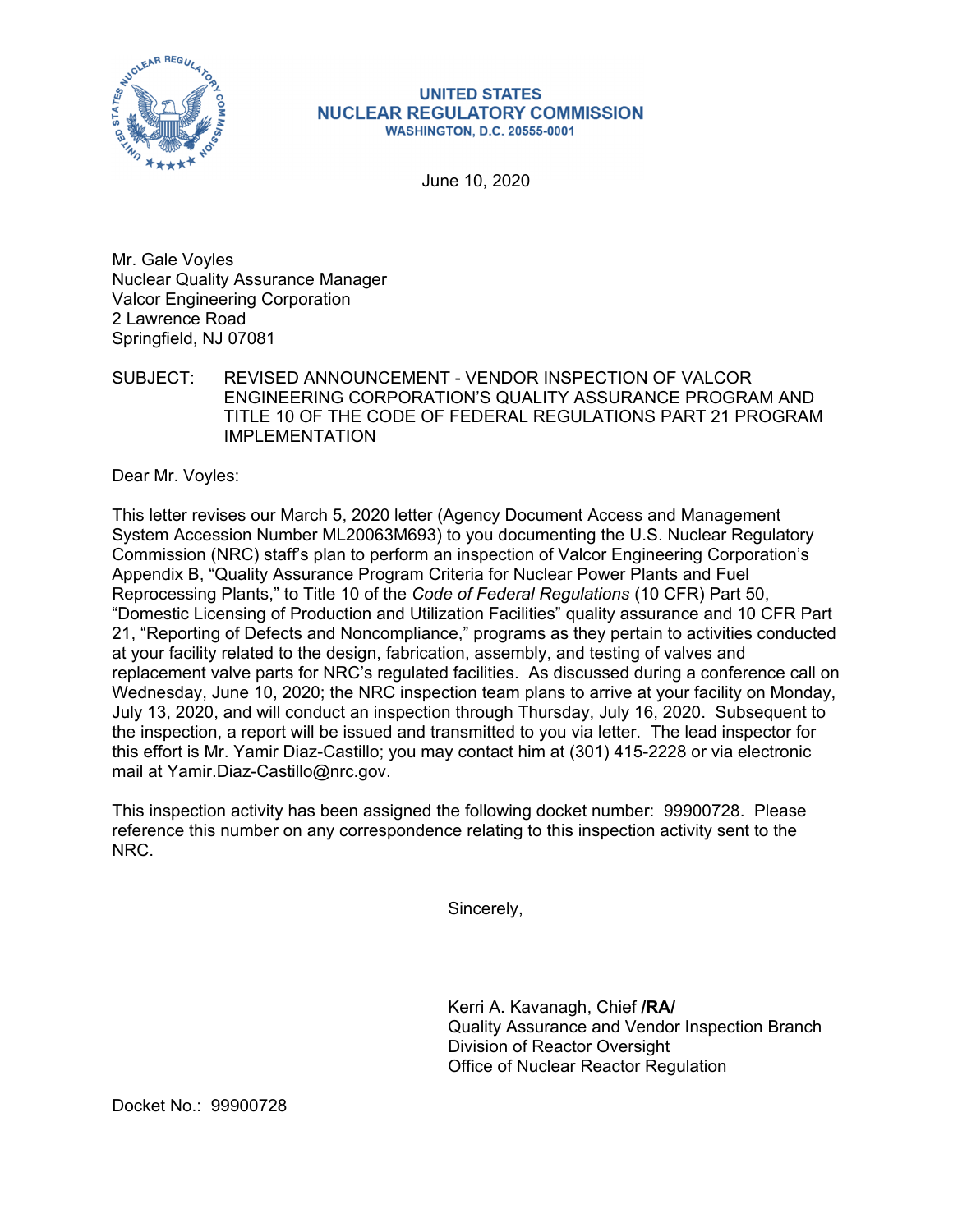**UNITED STATES**
**NUCLEAR REGULATORY COMMISSION**
**WASHINGTON, D.C. 20555-0001**

June 10, 2020

Mr. Gale Voyles
Nuclear Quality Assurance Manager
Valcor Engineering Corporation
2 Lawrence Road
Springfield, NJ 07081

SUBJECT: REVISED ANNOUNCEMENT - VENDOR INSPECTION OF VALCOR ENGINEERING CORPORATION'S QUALITY ASSURANCE PROGRAM AND TITLE 10 OF THE CODE OF FEDERAL REGULATIONS PART 21 PROGRAM IMPLEMENTATION

Dear Mr. Voyles:

This letter revises our March 5, 2020 letter (Agency Document Access and Management System Accession Number ML20063M693) to you documenting the U.S. Nuclear Regulatory Commission (NRC) staff's plan to perform an inspection of Valcor Engineering Corporation's Appendix B, "Quality Assurance Program Criteria for Nuclear Power Plants and Fuel Reprocessing Plants," to Title 10 of the *Code of Federal Regulations* (10 CFR) Part 50, "Domestic Licensing of Production and Utilization Facilities" quality assurance and 10 CFR Part 21, "Reporting of Defects and Noncompliance," programs as they pertain to activities conducted at your facility related to the design, fabrication, assembly, and testing of valves and replacement valve parts for NRC's regulated facilities. As discussed during a conference call on Wednesday, June 10, 2020; the NRC inspection team plans to arrive at your facility on Monday, July 13, 2020, and will conduct an inspection through Thursday, July 16, 2020. Subsequent to the inspection, a report will be issued and transmitted to you via letter. The lead inspector for this effort is Mr. Yamir Diaz-Castillo; you may contact him at (301) 415-2228 or via electronic mail at Yamir.Diaz-Castillo@nrc.gov.

This inspection activity has been assigned the following docket number: 99900728. Please reference this number on any correspondence relating to this inspection activity sent to the NRC.

Sincerely,

Kerri A. Kavanagh, Chief **/RA/**
Quality Assurance and Vendor Inspection Branch
Division of Reactor Oversight
Office of Nuclear Reactor Regulation

Docket No.: 99900728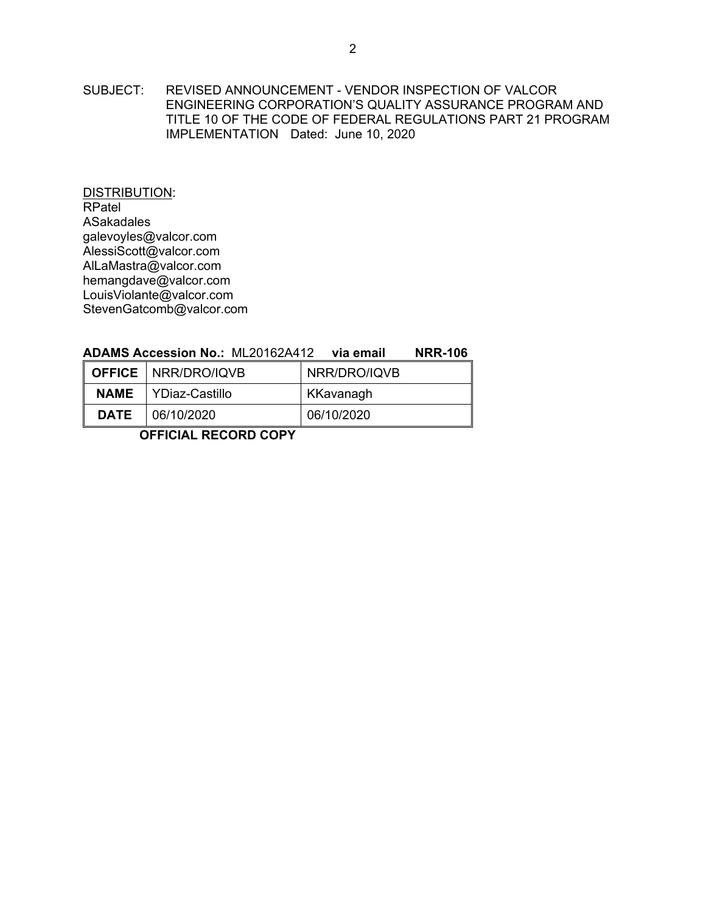SUBJECT: REVISED ANNOUNCEMENT - VENDOR INSPECTION OF VALCOR ENGINEERING CORPORATION'S QUALITY ASSURANCE PROGRAM AND TITLE 10 OF THE CODE OF FEDERAL REGULATIONS PART 21 PROGRAM IMPLEMENTATION Dated: June 10, 2020

DISTRIBUTION:
RPatel
ASakadales
galevoyles@valcor.com
AlessiScott@valcor.com
AlLaMastra@valcor.com
hemangdave@valcor.com
LouisViolante@valcor.com
StevenGatcomb@valcor.com

**ADAMS Accession No.:** ML20162A412 **via email** **NRR-106**

| **OFFICE** | NRR/DRO/IQVB | NRR/DRO/IQVB |
|---|---|---|
| **NAME** | YDiaz-Castillo | KKavanagh |
| **DATE** | 06/10/2020 | 06/10/2020 |

**OFFICIAL RECORD COPY**